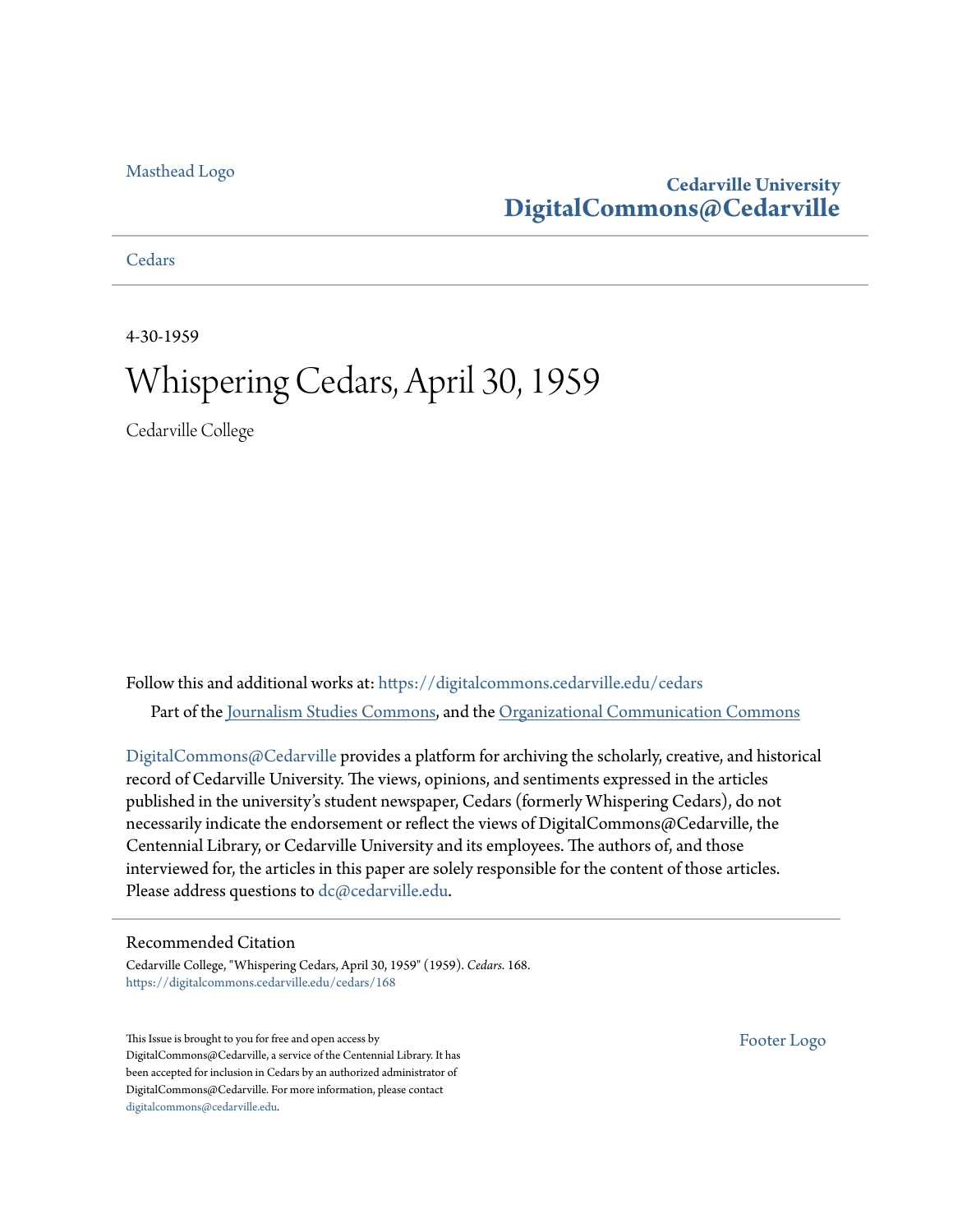Masthead Logo

**Cedarville University**
**DigitalCommons@Cedarville**

Cedars

4-30-1959

# Whispering Cedars, April 30, 1959

Cedarville College

Follow this and additional works at: https://digitalcommons.cedarville.edu/cedars

Part of the Journalism Studies Commons, and the Organizational Communication Commons

DigitalCommons@Cedarville provides a platform for archiving the scholarly, creative, and historical record of Cedarville University. The views, opinions, and sentiments expressed in the articles published in the university's student newspaper, Cedars (formerly Whispering Cedars), do not necessarily indicate the endorsement or reflect the views of DigitalCommons@Cedarville, the Centennial Library, or Cedarville University and its employees. The authors of, and those interviewed for, the articles in this paper are solely responsible for the content of those articles. Please address questions to dc@cedarville.edu.

## Recommended Citation

Cedarville College, "Whispering Cedars, April 30, 1959" (1959). *Cedars*. 168.
https://digitalcommons.cedarville.edu/cedars/168

This Issue is brought to you for free and open access by DigitalCommons@Cedarville, a service of the Centennial Library. It has been accepted for inclusion in Cedars by an authorized administrator of DigitalCommons@Cedarville. For more information, please contact digitalcommons@cedarville.edu.

Footer Logo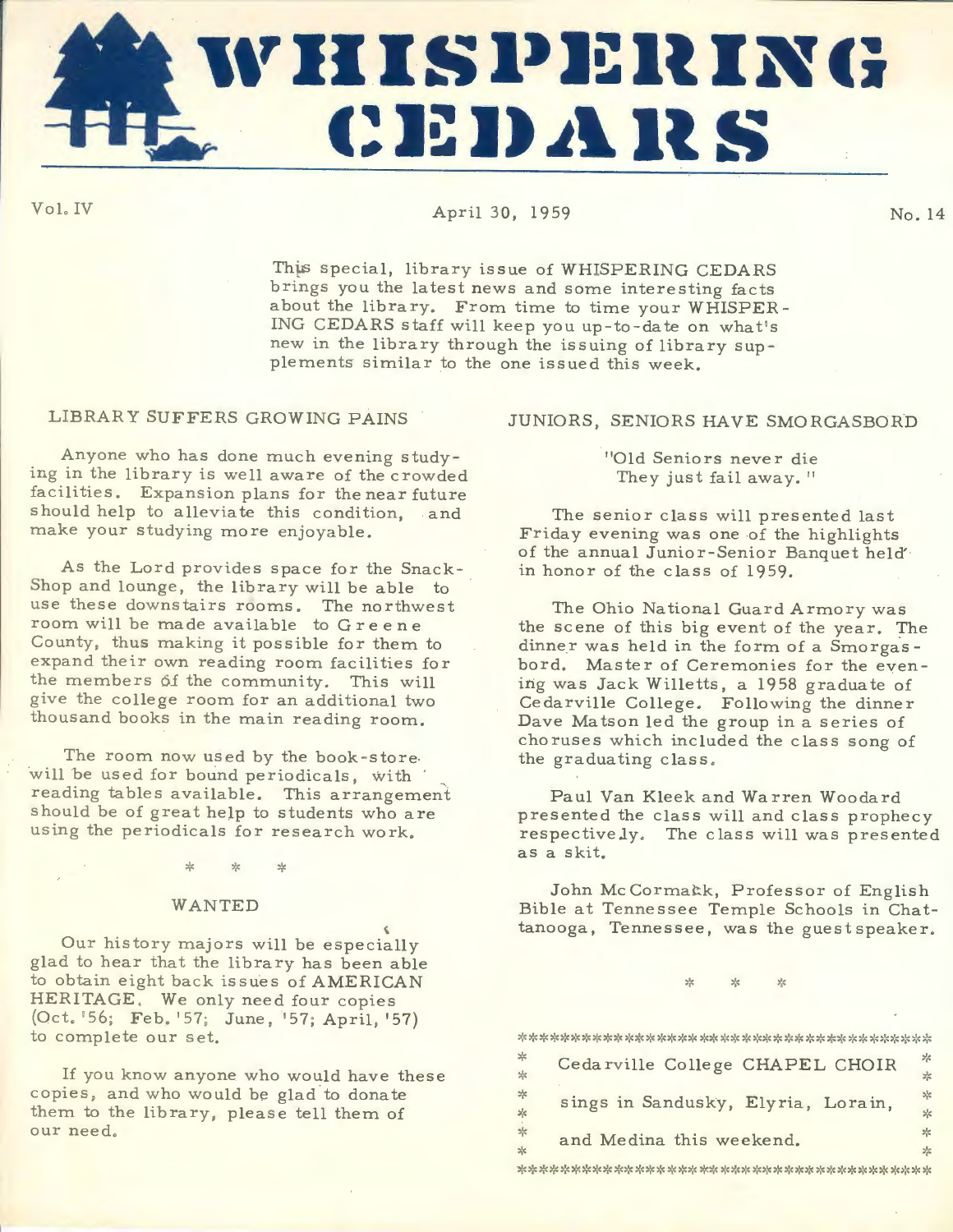# WHISPERING CEDARS

Vol. IV — April 30, 1959 — No. 14

This special, library issue of WHISPERING CEDARS brings you the latest news and some interesting facts about the library. From time to time your WHISPERING CEDARS staff will keep you up-to-date on what's new in the library through the issuing of library supplements similar to the one issued this week.

## LIBRARY SUFFERS GROWING PAINS

Anyone who has done much evening studying in the library is well aware of the crowded facilities. Expansion plans for the near future should help to alleviate this condition, and make your studying more enjoyable.

As the Lord provides space for the Snack-Shop and lounge, the library will be able to use these downstairs rooms. The northwest room will be made available to Greene County, thus making it possible for them to expand their own reading room facilities for the members of the community. This will give the college room for an additional two thousand books in the main reading room.

The room now used by the book-store will be used for bound periodicals, with reading tables available. This arrangement should be of great help to students who are using the periodicals for research work.

\* \* \*

## WANTED

Our history majors will be especially glad to hear that the library has been able to obtain eight back issues of AMERICAN HERITAGE. We only need four copies (Oct. '56; Feb. '57; June, '57; April, '57) to complete our set.

If you know anyone who would have these copies, and who would be glad to donate them to the library, please tell them of our need.

## JUNIORS, SENIORS HAVE SMORGASBORD

"Old Seniors never die
They just fail away."

The senior class will presented last Friday evening was one of the highlights of the annual Junior-Senior Banquet held in honor of the class of 1959.

The Ohio National Guard Armory was the scene of this big event of the year. The dinner was held in the form of a Smorgasbord. Master of Ceremonies for the evening was Jack Willetts, a 1958 graduate of Cedarville College. Following the dinner Dave Matson led the group in a series of choruses which included the class song of the graduating class.

Paul Van Kleek and Warren Woodard presented the class will and class prophecy respectively. The class will was presented as a skit.

John McCormack, Professor of English Bible at Tennessee Temple Schools in Chattanooga, Tennessee, was the guest speaker.

\* \* \*

Cedarville College CHAPEL CHOIR sings in Sandusky, Elyria, Lorain, and Medina this weekend.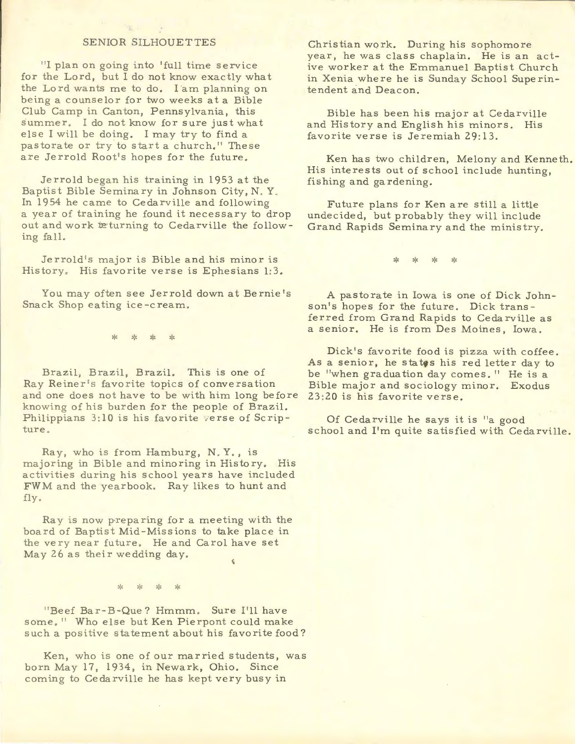## SENIOR SILHOUETTES

"I plan on going into 'full time service for the Lord, but I do not know exactly what the Lord wants me to do. I am planning on being a counselor for two weeks at a Bible Club Camp in Canton, Pennsylvania, this summer. I do not know for sure just what else I will be doing. I may try to find a pastorate or try to start a church." These are Jerrold Root's hopes for the future.

Jerrold began his training in 1953 at the Baptist Bible Seminary in Johnson City, N. Y. In 1954 he came to Cedarville and following a year of training he found it necessary to drop out and work returning to Cedarville the following fall.

Jerrold's major is Bible and his minor is History. His favorite verse is Ephesians 1:3.

You may often see Jerrold down at Bernie's Snack Shop eating ice-cream.

* * * *

Brazil, Brazil, Brazil. This is one of Ray Reiner's favorite topics of conversation and one does not have to be with him long before knowing of his burden for the people of Brazil. Philippians 3:10 is his favorite verse of Scripture.

Ray, who is from Hamburg, N. Y., is majoring in Bible and minoring in History. His activities during his school years have included FWM and the yearbook. Ray likes to hunt and fly.

Ray is now preparing for a meeting with the board of Baptist Mid-Missions to take place in the very near future. He and Carol have set May 26 as their wedding day.

* * * *

"Beef Bar-B-Que? Hmmm. Sure I'll have some." Who else but Ken Pierpont could make such a positive statement about his favorite food?

Ken, who is one of our married students, was born May 17, 1934, in Newark, Ohio. Since coming to Cedarville he has kept very busy in Christian work. During his sophomore year, he was class chaplain. He is an active worker at the Emmanuel Baptist Church in Xenia where he is Sunday School Superintendent and Deacon.

Bible has been his major at Cedarville and History and English his minors. His favorite verse is Jeremiah 29:13.

Ken has two children, Melony and Kenneth. His interests out of school include hunting, fishing and gardening.

Future plans for Ken are still a little undecided, but probably they will include Grand Rapids Seminary and the ministry.

* * * *

A pastorate in Iowa is one of Dick Johnson's hopes for the future. Dick transferred from Grand Rapids to Cedarville as a senior. He is from Des Moines, Iowa.

Dick's favorite food is pizza with coffee. As a senior, he states his red letter day to be "when graduation day comes." He is a Bible major and sociology minor. Exodus 23:20 is his favorite verse.

Of Cedarville he says it is "a good school and I'm quite satisfied with Cedarville.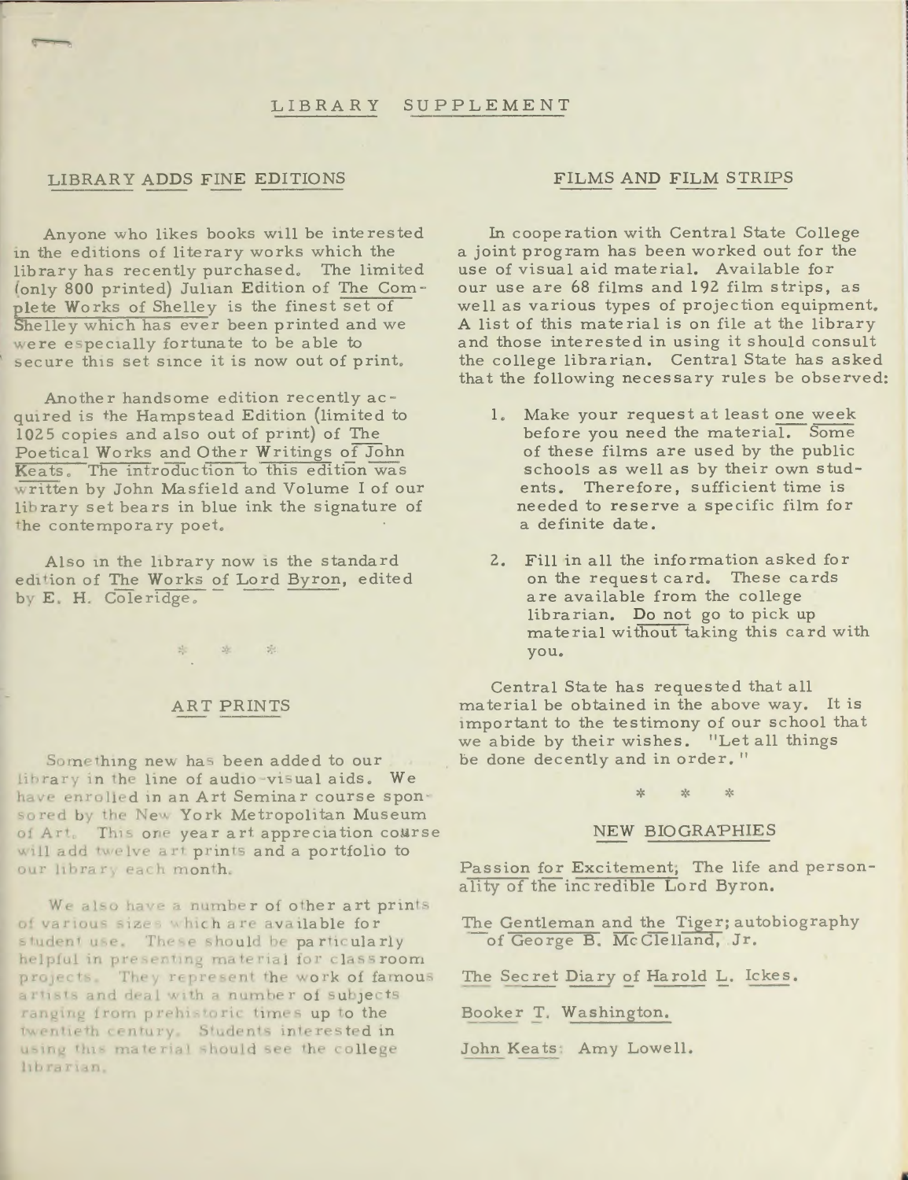## LIBRARY SUPPLEMENT

### LIBRARY ADDS FINE EDITIONS

Anyone who likes books will be interested in the editions of literary works which the library has recently purchased. The limited (only 800 printed) Julian Edition of The Complete Works of Shelley is the finest set of Shelley which has ever been printed and we were especially fortunate to be able to secure this set since it is now out of print.

Another handsome edition recently acquired is the Hampstead Edition (limited to 1025 copies and also out of print) of The Poetical Works and Other Writings of John Keats. The introduction to this edition was written by John Masfield and Volume I of our library set bears in blue ink the signature of the contemporary poet.

Also in the library now is the standard edition of The Works of Lord Byron, edited by E. H. Coleridge.

\* \* \*

### ART PRINTS

Something new has been added to our library in the line of audio-visual aids. We have enrolled in an Art Seminar course sponsored by the New York Metropolitan Museum of Art. This one year art appreciation course will add twelve art prints and a portfolio to our library each month.

We also have a number of other art prints of various sizes which are available for student use. These should be particularly helpful in presenting material for classroom projects. They represent the work of famous artists and deal with a number of subjects ranging from prehistoric times up to the twentieth century. Students interested in using this material should see the college librarian.

### FILMS AND FILM STRIPS

In cooperation with Central State College a joint program has been worked out for the use of visual aid material. Available for our use are 68 films and 192 film strips, as well as various types of projection equipment. A list of this material is on file at the library and those interested in using it should consult the college librarian. Central State has asked that the following necessary rules be observed:

1. Make your request at least one week before you need the material. Some of these films are used by the public schools as well as by their own students. Therefore, sufficient time is needed to reserve a specific film for a definite date.

2. Fill in all the information asked for on the request card. These cards are available from the college librarian. Do not go to pick up material without taking this card with you.

Central State has requested that all material be obtained in the above way. It is important to the testimony of our school that we abide by their wishes. "Let all things be done decently and in order."

\* \* \*

### NEW BIOGRAPHIES

Passion for Excitement; The life and personality of the incredible Lord Byron.

The Gentleman and the Tiger; autobiography of George B. McClelland, Jr.

The Secret Diary of Harold L. Ickes.

Booker T. Washington.

John Keats: Amy Lowell.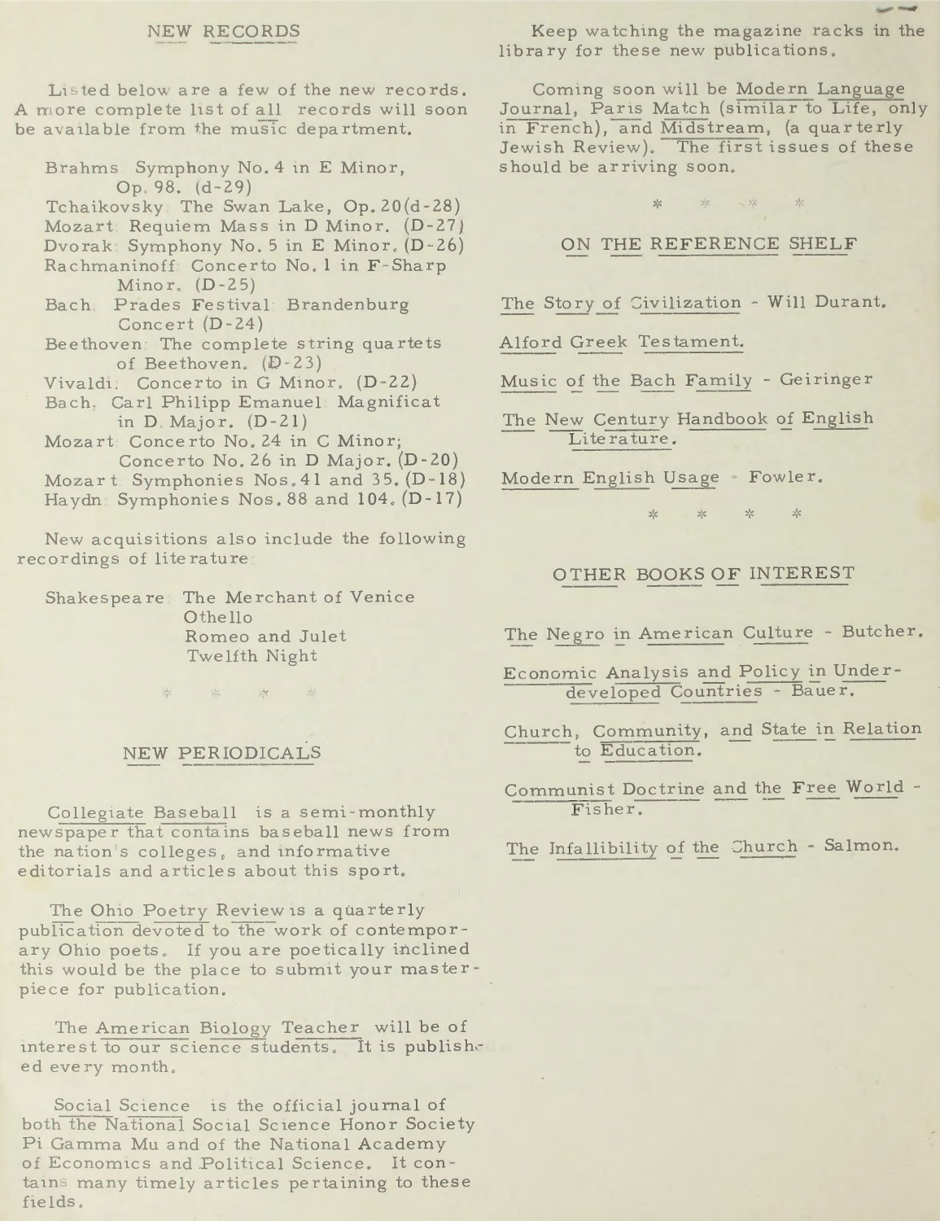## NEW RECORDS

Listed below are a few of the new records. A more complete list of all records will soon be available from the music department.

- Brahms Symphony No. 4 in E Minor, Op. 98. (d-29)
- Tchaikovsky The Swan Lake, Op. 20(d-28)
- Mozart Requiem Mass in D Minor. (D-27)
- Dvorak Symphony No. 5 in E Minor. (D-26)
- Rachmaninoff Concerto No. 1 in F-Sharp Minor. (D-25)
- Bach Prades Festival Brandenburg Concert (D-24)
- Beethoven The complete string quartets of Beethoven. (D-23)
- Vivaldi Concerto in G Minor. (D-22)
- Bach, Carl Philipp Emanuel Magnificat in D Major. (D-21)
- Mozart Concerto No. 24 in C Minor; Concerto No. 26 in D Major. (D-20)
- Mozart Symphonies Nos. 41 and 35. (D-18)
- Haydn Symphonies Nos. 88 and 104. (D-17)

New acquisitions also include the following recordings of literature:

Shakespeare The Merchant of Venice
Othello
Romeo and Julet
Twelfth Night

\* \* \* \*

## NEW PERIODICALS

Collegiate Baseball is a semi-monthly newspaper that contains baseball news from the nation's colleges, and informative editorials and articles about this sport.

The Ohio Poetry Review is a quarterly publication devoted to the work of contemporary Ohio poets. If you are poetically inclined this would be the place to submit your masterpiece for publication.

The American Biology Teacher will be of interest to our science students. It is published every month.

Social Science is the official journal of both the National Social Science Honor Society Pi Gamma Mu and of the National Academy of Economics and Political Science. It contains many timely articles pertaining to these fields.

Keep watching the magazine racks in the library for these new publications.

Coming soon will be Modern Language Journal, Paris Match (similar to Life, only in French), and Midstream, (a quarterly Jewish Review). The first issues of these should be arriving soon.

\* \* \* \*

## ON THE REFERENCE SHELF

The Story of Civilization - Will Durant.

Alford Greek Testament.

Music of the Bach Family - Geiringer

The New Century Handbook of English Literature.

Modern English Usage - Fowler.

\* \* \* \*

## OTHER BOOKS OF INTEREST

The Negro in American Culture - Butcher.

Economic Analysis and Policy in Underdeveloped Countries - Bauer.

Church, Community, and State in Relation to Education.

Communist Doctrine and the Free World - Fisher.

The Infallibility of the Church - Salmon.